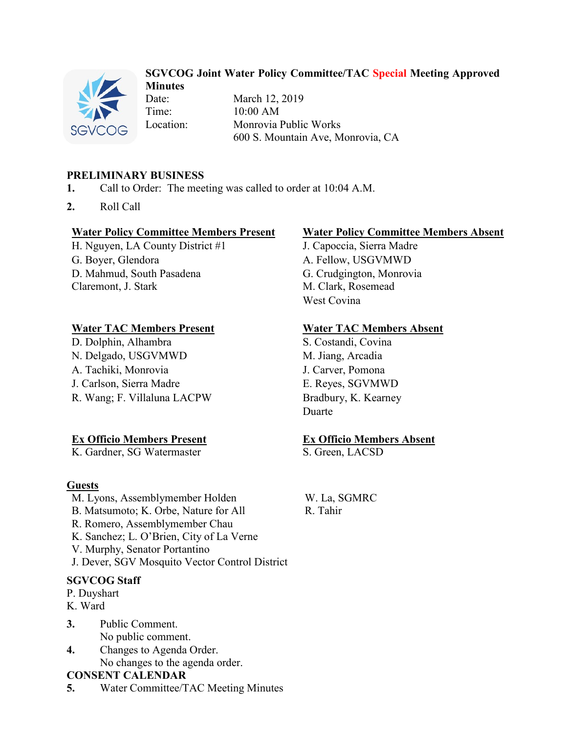# SGVCOG Joint Water Policy Committee/TAC Special Meeting Approved Minutes

Date: March 12, 2019
Time: 10:00 AM
Location: Monrovia Public Works
600 S. Mountain Ave, Monrovia, CA

## PRELIMINARY BUSINESS

1. Call to Order: The meeting was called to order at 10:04 A.M.
2. Roll Call

**Water Policy Committee Members Present**
H. Nguyen, LA County District #1
G. Boyer, Glendora
D. Mahmud, South Pasadena
Claremont, J. Stark

**Water Policy Committee Members Absent**
J. Capoccia, Sierra Madre
A. Fellow, USGVMWD
G. Crudgington, Monrovia
M. Clark, Rosemead
West Covina

**Water TAC Members Present**
D. Dolphin, Alhambra
N. Delgado, USGVMWD
A. Tachiki, Monrovia
J. Carlson, Sierra Madre
R. Wang; F. Villaluna LACPW

**Water TAC Members Absent**
S. Costandi, Covina
M. Jiang, Arcadia
J. Carver, Pomona
E. Reyes, SGVMWD
Bradbury, K. Kearney
Duarte

**Ex Officio Members Present**
K. Gardner, SG Watermaster

**Ex Officio Members Absent**
S. Green, LACSD

**Guests**
M. Lyons, Assemblymember Holden
B. Matsumoto; K. Orbe, Nature for All
R. Romero, Assemblymember Chau
K. Sanchez; L. O'Brien, City of La Verne
V. Murphy, Senator Portantino
J. Dever, SGV Mosquito Vector Control District
W. La, SGMRC
R. Tahir

**SGVCOG Staff**
P. Duyshart
K. Ward

3. Public Comment.
   No public comment.
4. Changes to Agenda Order.
   No changes to the agenda order.

## CONSENT CALENDAR

5. Water Committee/TAC Meeting Minutes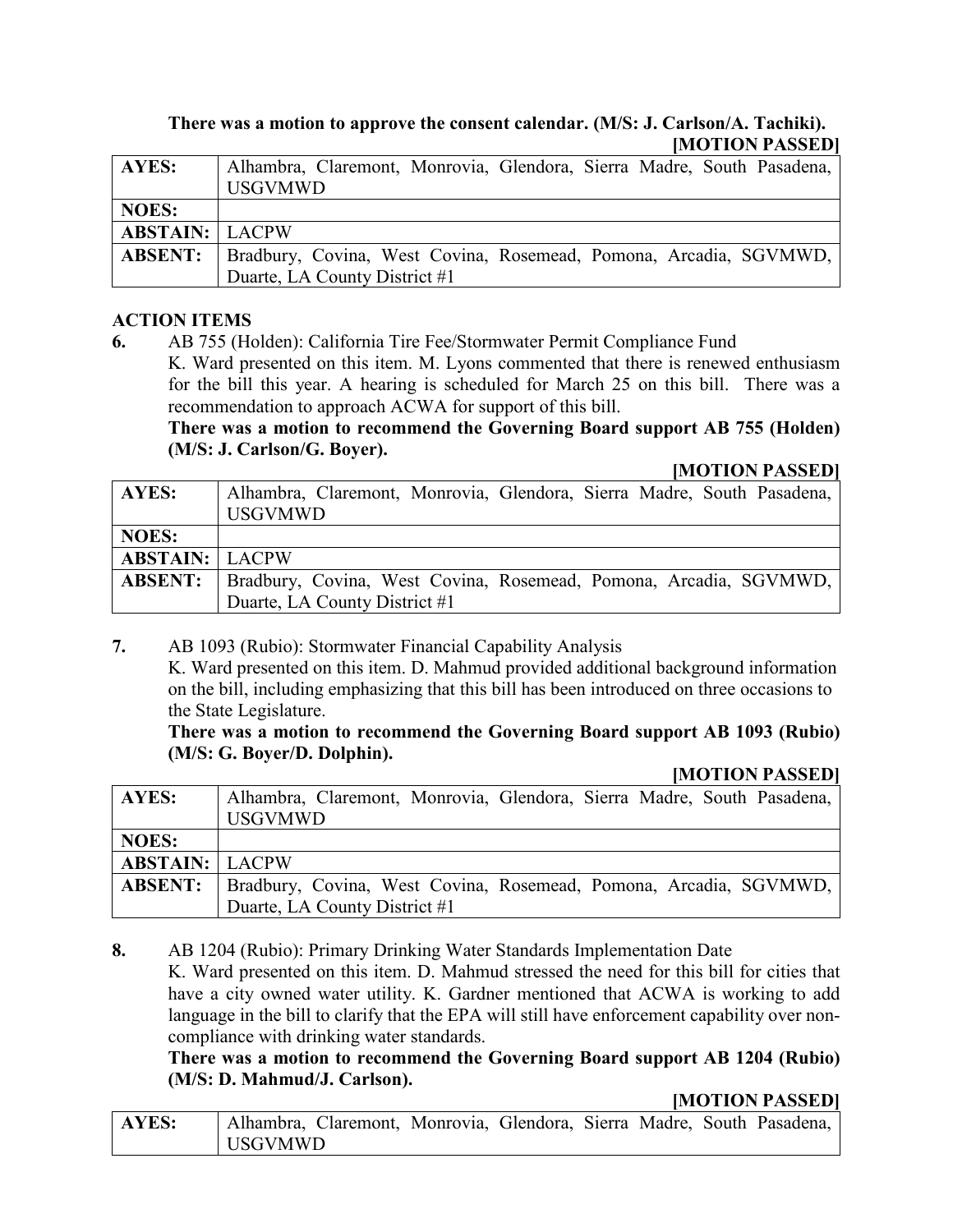**There was a motion to approve the consent calendar. (M/S: J. Carlson/A. Tachiki).**

**[MOTION PASSED]**

| | |
|---|---|
| **AYES:** | Alhambra, Claremont, Monrovia, Glendora, Sierra Madre, South Pasadena, USGVMWD |
| **NOES:** | |
| **ABSTAIN:** | LACPW |
| **ABSENT:** | Bradbury, Covina, West Covina, Rosemead, Pomona, Arcadia, SGVMWD, Duarte, LA County District #1 |

## ACTION ITEMS

**6.** AB 755 (Holden): California Tire Fee/Stormwater Permit Compliance Fund

K. Ward presented on this item. M. Lyons commented that there is renewed enthusiasm for the bill this year. A hearing is scheduled for March 25 on this bill. There was a recommendation to approach ACWA for support of this bill.

**There was a motion to recommend the Governing Board support AB 755 (Holden) (M/S: J. Carlson/G. Boyer).**

**[MOTION PASSED]**

| | |
|---|---|
| **AYES:** | Alhambra, Claremont, Monrovia, Glendora, Sierra Madre, South Pasadena, USGVMWD |
| **NOES:** | |
| **ABSTAIN:** | LACPW |
| **ABSENT:** | Bradbury, Covina, West Covina, Rosemead, Pomona, Arcadia, SGVMWD, Duarte, LA County District #1 |

**7.** AB 1093 (Rubio): Stormwater Financial Capability Analysis

K. Ward presented on this item. D. Mahmud provided additional background information on the bill, including emphasizing that this bill has been introduced on three occasions to the State Legislature.

**There was a motion to recommend the Governing Board support AB 1093 (Rubio) (M/S: G. Boyer/D. Dolphin).**

**[MOTION PASSED]**

| | |
|---|---|
| **AYES:** | Alhambra, Claremont, Monrovia, Glendora, Sierra Madre, South Pasadena, USGVMWD |
| **NOES:** | |
| **ABSTAIN:** | LACPW |
| **ABSENT:** | Bradbury, Covina, West Covina, Rosemead, Pomona, Arcadia, SGVMWD, Duarte, LA County District #1 |

**8.** AB 1204 (Rubio): Primary Drinking Water Standards Implementation Date

K. Ward presented on this item. D. Mahmud stressed the need for this bill for cities that have a city owned water utility. K. Gardner mentioned that ACWA is working to add language in the bill to clarify that the EPA will still have enforcement capability over non-compliance with drinking water standards.

**There was a motion to recommend the Governing Board support AB 1204 (Rubio) (M/S: D. Mahmud/J. Carlson).**

**[MOTION PASSED]**

| | |
|---|---|
| **AYES:** | Alhambra, Claremont, Monrovia, Glendora, Sierra Madre, South Pasadena, USGVMWD |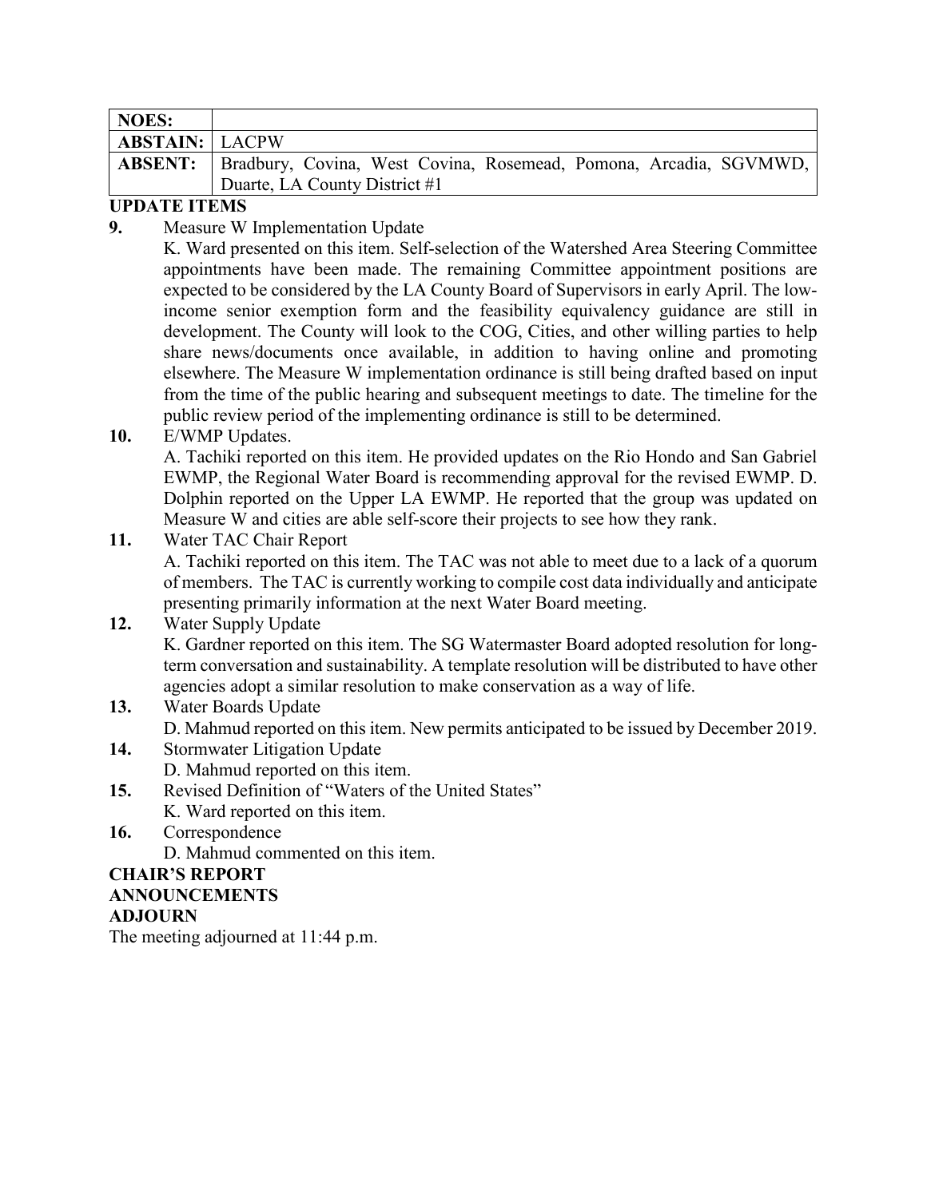| | |
|---|---|
| **NOES:** | |
| **ABSTAIN:** | LACPW |
| **ABSENT:** | Bradbury, Covina, West Covina, Rosemead, Pomona, Arcadia, SGVMWD, Duarte, LA County District #1 |

**UPDATE ITEMS**

**9.** Measure W Implementation Update

K. Ward presented on this item. Self-selection of the Watershed Area Steering Committee appointments have been made. The remaining Committee appointment positions are expected to be considered by the LA County Board of Supervisors in early April. The low-income senior exemption form and the feasibility equivalency guidance are still in development. The County will look to the COG, Cities, and other willing parties to help share news/documents once available, in addition to having online and promoting elsewhere. The Measure W implementation ordinance is still being drafted based on input from the time of the public hearing and subsequent meetings to date. The timeline for the public review period of the implementing ordinance is still to be determined.

**10.** E/WMP Updates.

A. Tachiki reported on this item. He provided updates on the Rio Hondo and San Gabriel EWMP, the Regional Water Board is recommending approval for the revised EWMP. D. Dolphin reported on the Upper LA EWMP. He reported that the group was updated on Measure W and cities are able self-score their projects to see how they rank.

**11.** Water TAC Chair Report

A. Tachiki reported on this item. The TAC was not able to meet due to a lack of a quorum of members. The TAC is currently working to compile cost data individually and anticipate presenting primarily information at the next Water Board meeting.

**12.** Water Supply Update

K. Gardner reported on this item. The SG Watermaster Board adopted resolution for long-term conversation and sustainability. A template resolution will be distributed to have other agencies adopt a similar resolution to make conservation as a way of life.

**13.** Water Boards Update

D. Mahmud reported on this item. New permits anticipated to be issued by December 2019.

**14.** Stormwater Litigation Update

D. Mahmud reported on this item.

**15.** Revised Definition of "Waters of the United States"

K. Ward reported on this item.

**16.** Correspondence

D. Mahmud commented on this item.

**CHAIR'S REPORT**

**ANNOUNCEMENTS**

**ADJOURN**

The meeting adjourned at 11:44 p.m.